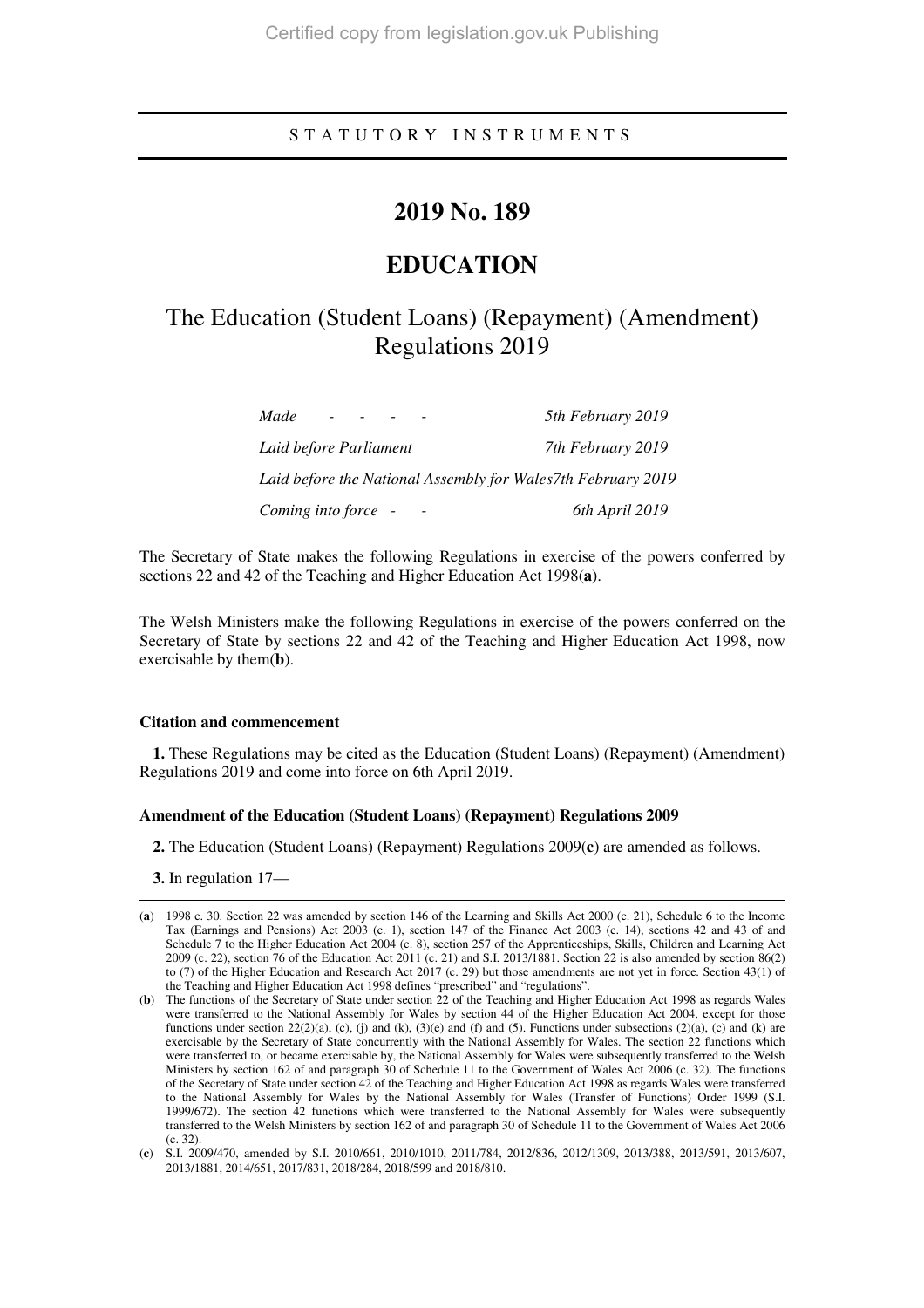STATUTORY INSTRUMENTS

# 2019 No. 189

# EDUCATION

## The Education (Student Loans) (Repayment) (Amendment) Regulations 2019

| | |
|---|---|
| *Made* | *5th February 2019* |
| *Laid before Parliament* | *7th February 2019* |
| *Laid before the National Assembly for Wales* | *7th February 2019* |
| *Coming into force* | *6th April 2019* |

The Secretary of State makes the following Regulations in exercise of the powers conferred by sections 22 and 42 of the Teaching and Higher Education Act 1998(**a**).

The Welsh Ministers make the following Regulations in exercise of the powers conferred on the Secretary of State by sections 22 and 42 of the Teaching and Higher Education Act 1998, now exercisable by them(**b**).

### Citation and commencement

**1.** These Regulations may be cited as the Education (Student Loans) (Repayment) (Amendment) Regulations 2019 and come into force on 6th April 2019.

### Amendment of the Education (Student Loans) (Repayment) Regulations 2009

**2.** The Education (Student Loans) (Repayment) Regulations 2009(**c**) are amended as follows.

**3.** In regulation 17—

---

(**a**) 1998 c. 30. Section 22 was amended by section 146 of the Learning and Skills Act 2000 (c. 21), Schedule 6 to the Income Tax (Earnings and Pensions) Act 2003 (c. 1), section 147 of the Finance Act 2003 (c. 14), sections 42 and 43 of and Schedule 7 to the Higher Education Act 2004 (c. 8), section 257 of the Apprenticeships, Skills, Children and Learning Act 2009 (c. 22), section 76 of the Education Act 2011 (c. 21) and S.I. 2013/1881. Section 22 is also amended by section 86(2) to (7) of the Higher Education and Research Act 2017 (c. 29) but those amendments are not yet in force. Section 43(1) of the Teaching and Higher Education Act 1998 defines "prescribed" and "regulations".

(**b**) The functions of the Secretary of State under section 22 of the Teaching and Higher Education Act 1998 as regards Wales were transferred to the National Assembly for Wales by section 44 of the Higher Education Act 2004, except for those functions under section 22(2)(a), (c), (j) and (k), (3)(e) and (f) and (5). Functions under subsections (2)(a), (c) and (k) are exercisable by the Secretary of State concurrently with the National Assembly for Wales. The section 22 functions which were transferred to, or became exercisable by, the National Assembly for Wales were subsequently transferred to the Welsh Ministers by section 162 of and paragraph 30 of Schedule 11 to the Government of Wales Act 2006 (c. 32). The functions of the Secretary of State under section 42 of the Teaching and Higher Education Act 1998 as regards Wales were transferred to the National Assembly for Wales by the National Assembly for Wales (Transfer of Functions) Order 1999 (S.I. 1999/672). The section 42 functions which were transferred to the National Assembly for Wales were subsequently transferred to the Welsh Ministers by section 162 of and paragraph 30 of Schedule 11 to the Government of Wales Act 2006 (c. 32).

(**c**) S.I. 2009/470, amended by S.I. 2010/661, 2010/1010, 2011/784, 2012/836, 2012/1309, 2013/388, 2013/591, 2013/607, 2013/1881, 2014/651, 2017/831, 2018/284, 2018/599 and 2018/810.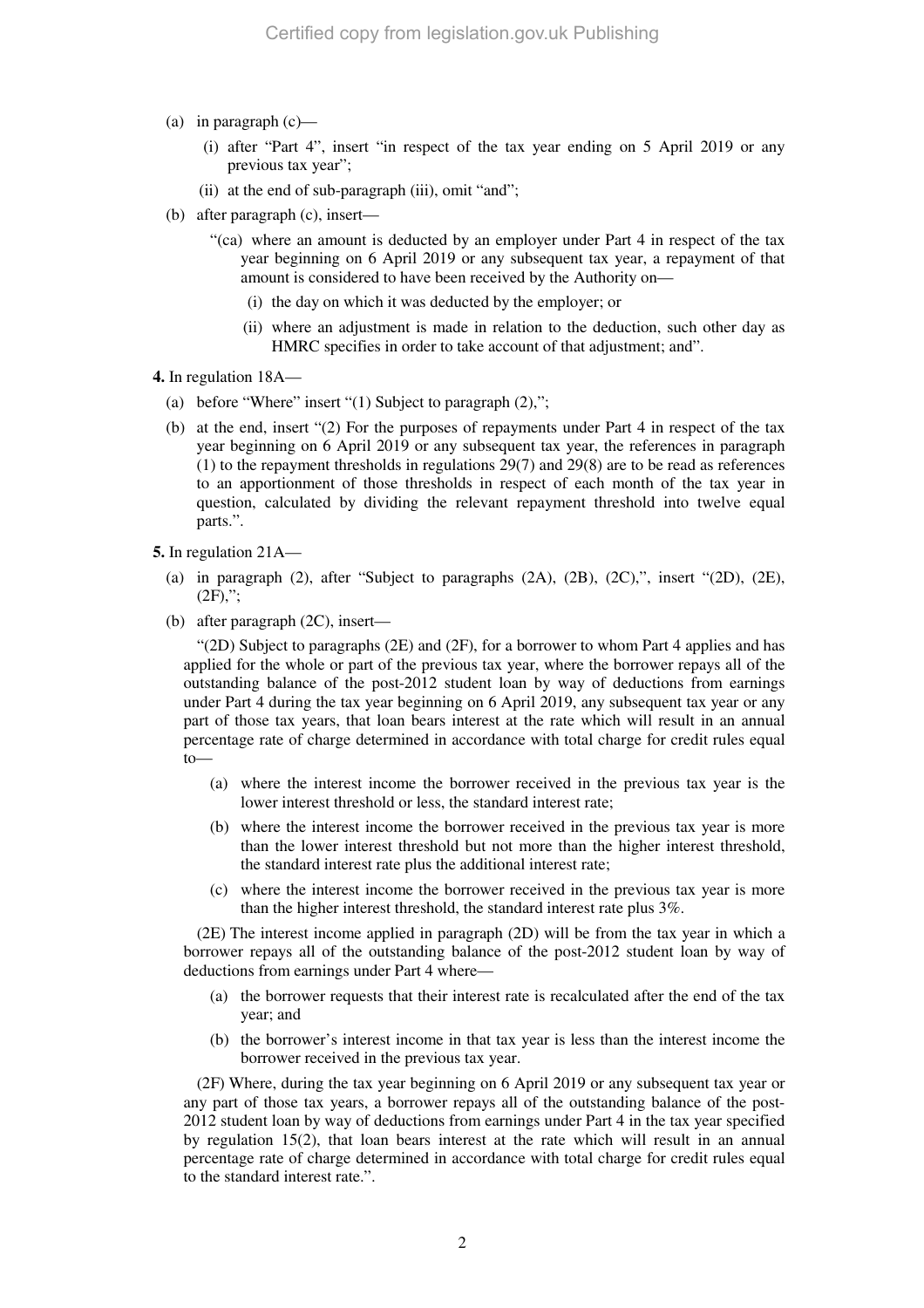(a) in paragraph (c)—

(i) after "Part 4", insert "in respect of the tax year ending on 5 April 2019 or any previous tax year";

(ii) at the end of sub-paragraph (iii), omit "and";

(b) after paragraph (c), insert—

"(ca) where an amount is deducted by an employer under Part 4 in respect of the tax year beginning on 6 April 2019 or any subsequent tax year, a repayment of that amount is considered to have been received by the Authority on—

(i) the day on which it was deducted by the employer; or

(ii) where an adjustment is made in relation to the deduction, such other day as HMRC specifies in order to take account of that adjustment; and".

**4.** In regulation 18A—

(a) before "Where" insert "(1) Subject to paragraph (2),";

(b) at the end, insert "(2) For the purposes of repayments under Part 4 in respect of the tax year beginning on 6 April 2019 or any subsequent tax year, the references in paragraph (1) to the repayment thresholds in regulations 29(7) and 29(8) are to be read as references to an apportionment of those thresholds in respect of each month of the tax year in question, calculated by dividing the relevant repayment threshold into twelve equal parts.".

**5.** In regulation 21A—

(a) in paragraph (2), after "Subject to paragraphs (2A), (2B), (2C),", insert "(2D), (2E), (2F),";

(b) after paragraph (2C), insert—

"(2D) Subject to paragraphs (2E) and (2F), for a borrower to whom Part 4 applies and has applied for the whole or part of the previous tax year, where the borrower repays all of the outstanding balance of the post-2012 student loan by way of deductions from earnings under Part 4 during the tax year beginning on 6 April 2019, any subsequent tax year or any part of those tax years, that loan bears interest at the rate which will result in an annual percentage rate of charge determined in accordance with total charge for credit rules equal to—

(a) where the interest income the borrower received in the previous tax year is the lower interest threshold or less, the standard interest rate;

(b) where the interest income the borrower received in the previous tax year is more than the lower interest threshold but not more than the higher interest threshold, the standard interest rate plus the additional interest rate;

(c) where the interest income the borrower received in the previous tax year is more than the higher interest threshold, the standard interest rate plus 3%.

(2E) The interest income applied in paragraph (2D) will be from the tax year in which a borrower repays all of the outstanding balance of the post-2012 student loan by way of deductions from earnings under Part 4 where—

(a) the borrower requests that their interest rate is recalculated after the end of the tax year; and

(b) the borrower's interest income in that tax year is less than the interest income the borrower received in the previous tax year.

(2F) Where, during the tax year beginning on 6 April 2019 or any subsequent tax year or any part of those tax years, a borrower repays all of the outstanding balance of the post-2012 student loan by way of deductions from earnings under Part 4 in the tax year specified by regulation 15(2), that loan bears interest at the rate which will result in an annual percentage rate of charge determined in accordance with total charge for credit rules equal to the standard interest rate.".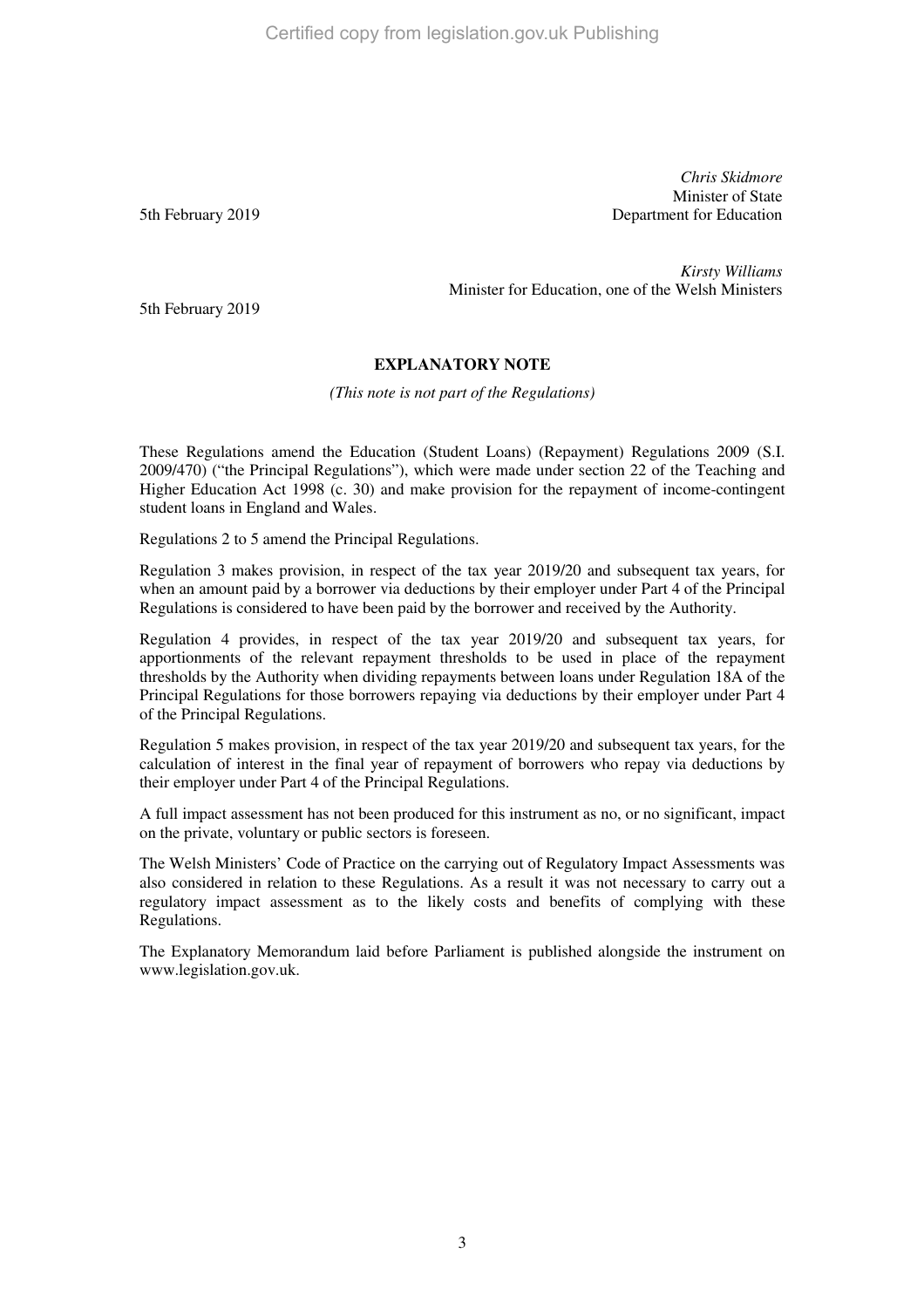*Chris Skidmore*
Minister of State
Department for Education

5th February 2019

*Kirsty Williams*
Minister for Education, one of the Welsh Ministers

5th February 2019

## EXPLANATORY NOTE

*(This note is not part of the Regulations)*

These Regulations amend the Education (Student Loans) (Repayment) Regulations 2009 (S.I. 2009/470) ("the Principal Regulations"), which were made under section 22 of the Teaching and Higher Education Act 1998 (c. 30) and make provision for the repayment of income-contingent student loans in England and Wales.

Regulations 2 to 5 amend the Principal Regulations.

Regulation 3 makes provision, in respect of the tax year 2019/20 and subsequent tax years, for when an amount paid by a borrower via deductions by their employer under Part 4 of the Principal Regulations is considered to have been paid by the borrower and received by the Authority.

Regulation 4 provides, in respect of the tax year 2019/20 and subsequent tax years, for apportionments of the relevant repayment thresholds to be used in place of the repayment thresholds by the Authority when dividing repayments between loans under Regulation 18A of the Principal Regulations for those borrowers repaying via deductions by their employer under Part 4 of the Principal Regulations.

Regulation 5 makes provision, in respect of the tax year 2019/20 and subsequent tax years, for the calculation of interest in the final year of repayment of borrowers who repay via deductions by their employer under Part 4 of the Principal Regulations.

A full impact assessment has not been produced for this instrument as no, or no significant, impact on the private, voluntary or public sectors is foreseen.

The Welsh Ministers' Code of Practice on the carrying out of Regulatory Impact Assessments was also considered in relation to these Regulations. As a result it was not necessary to carry out a regulatory impact assessment as to the likely costs and benefits of complying with these Regulations.

The Explanatory Memorandum laid before Parliament is published alongside the instrument on www.legislation.gov.uk.